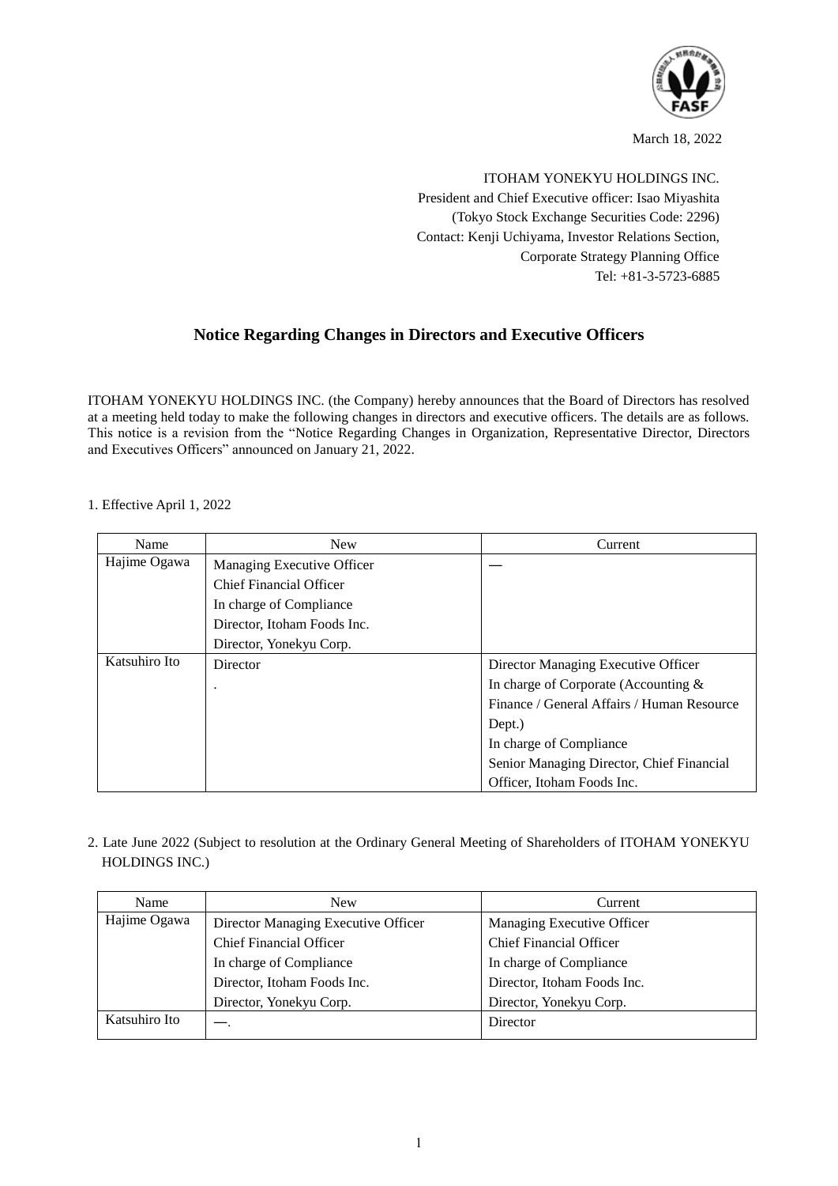March 18, 2022

ITOHAM YONEKYU HOLDINGS INC.
President and Chief Executive officer: Isao Miyashita
(Tokyo Stock Exchange Securities Code: 2296)
Contact: Kenji Uchiyama, Investor Relations Section,
Corporate Strategy Planning Office
Tel: +81-3-5723-6885

## Notice Regarding Changes in Directors and Executive Officers

ITOHAM YONEKYU HOLDINGS INC. (the Company) hereby announces that the Board of Directors has resolved at a meeting held today to make the following changes in directors and executive officers. The details are as follows. This notice is a revision from the "Notice Regarding Changes in Organization, Representative Director, Directors and Executives Officers" announced on January 21, 2022.

1. Effective April 1, 2022

| Name | New | Current |
|---|---|---|
| Hajime Ogawa | Managing Executive Officer<br>Chief Financial Officer<br>In charge of Compliance<br>Director, Itoham Foods Inc.<br>Director, Yonekyu Corp. | — |
| Katsuhiro Ito | Director<br>. | Director Managing Executive Officer<br>In charge of Corporate (Accounting & Finance / General Affairs / Human Resource Dept.)<br>In charge of Compliance<br>Senior Managing Director, Chief Financial Officer, Itoham Foods Inc. |

2. Late June 2022 (Subject to resolution at the Ordinary General Meeting of Shareholders of ITOHAM YONEKYU HOLDINGS INC.)

| Name | New | Current |
|---|---|---|
| Hajime Ogawa | Director Managing Executive Officer<br>Chief Financial Officer<br>In charge of Compliance<br>Director, Itoham Foods Inc.<br>Director, Yonekyu Corp. | Managing Executive Officer<br>Chief Financial Officer<br>In charge of Compliance<br>Director, Itoham Foods Inc.<br>Director, Yonekyu Corp. |
| Katsuhiro Ito | —. | Director |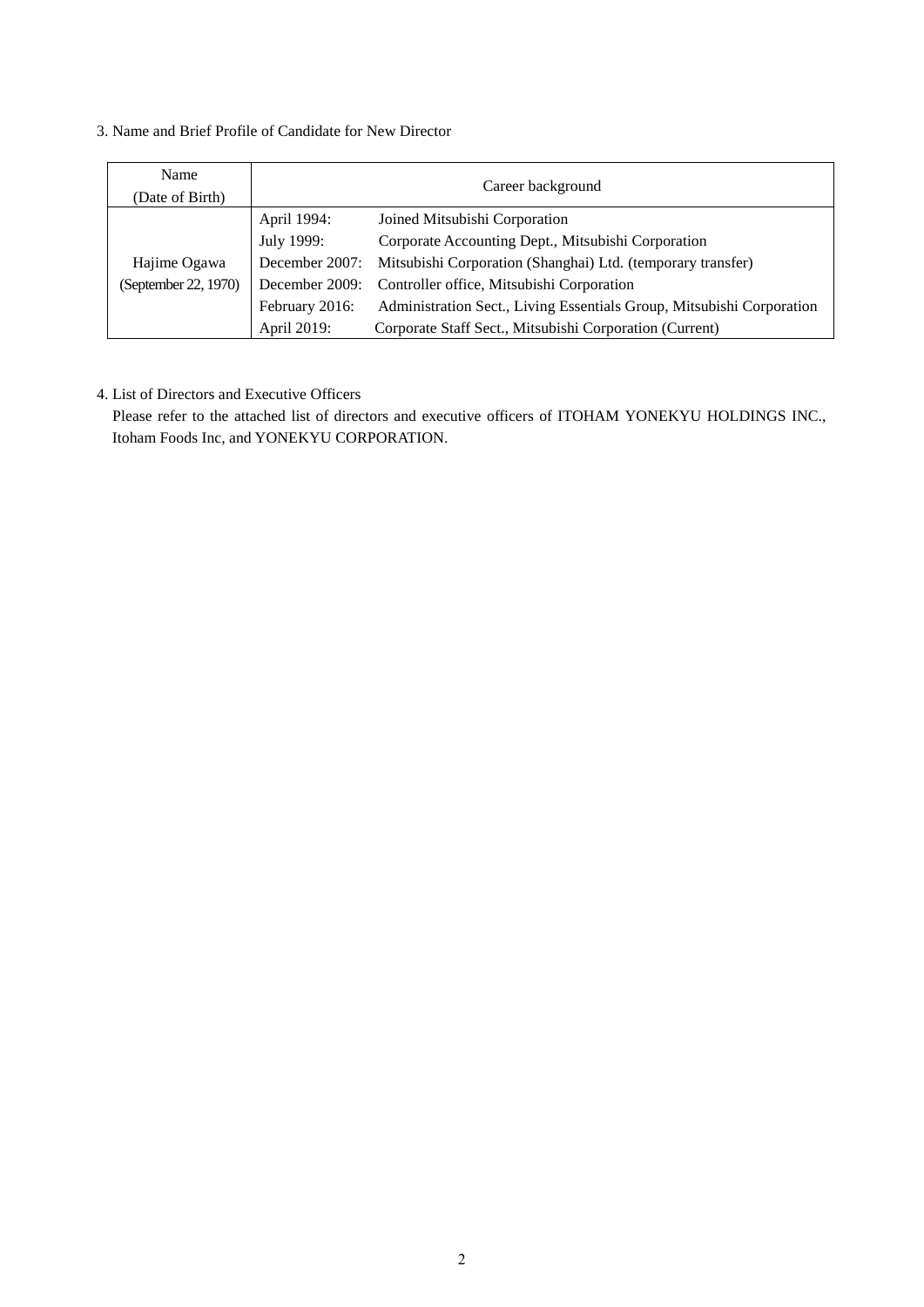3. Name and Brief Profile of Candidate for New Director

| Name (Date of Birth) | Career background | |
|---|---|---|
| Hajime Ogawa (September 22, 1970) | April 1994: | Joined Mitsubishi Corporation |
| | July 1999: | Corporate Accounting Dept., Mitsubishi Corporation |
| | December 2007: | Mitsubishi Corporation (Shanghai) Ltd. (temporary transfer) |
| | December 2009: | Controller office, Mitsubishi Corporation |
| | February 2016: | Administration Sect., Living Essentials Group, Mitsubishi Corporation |
| | April 2019: | Corporate Staff Sect., Mitsubishi Corporation (Current) |

4. List of Directors and Executive Officers

Please refer to the attached list of directors and executive officers of ITOHAM YONEKYU HOLDINGS INC., Itoham Foods Inc, and YONEKYU CORPORATION.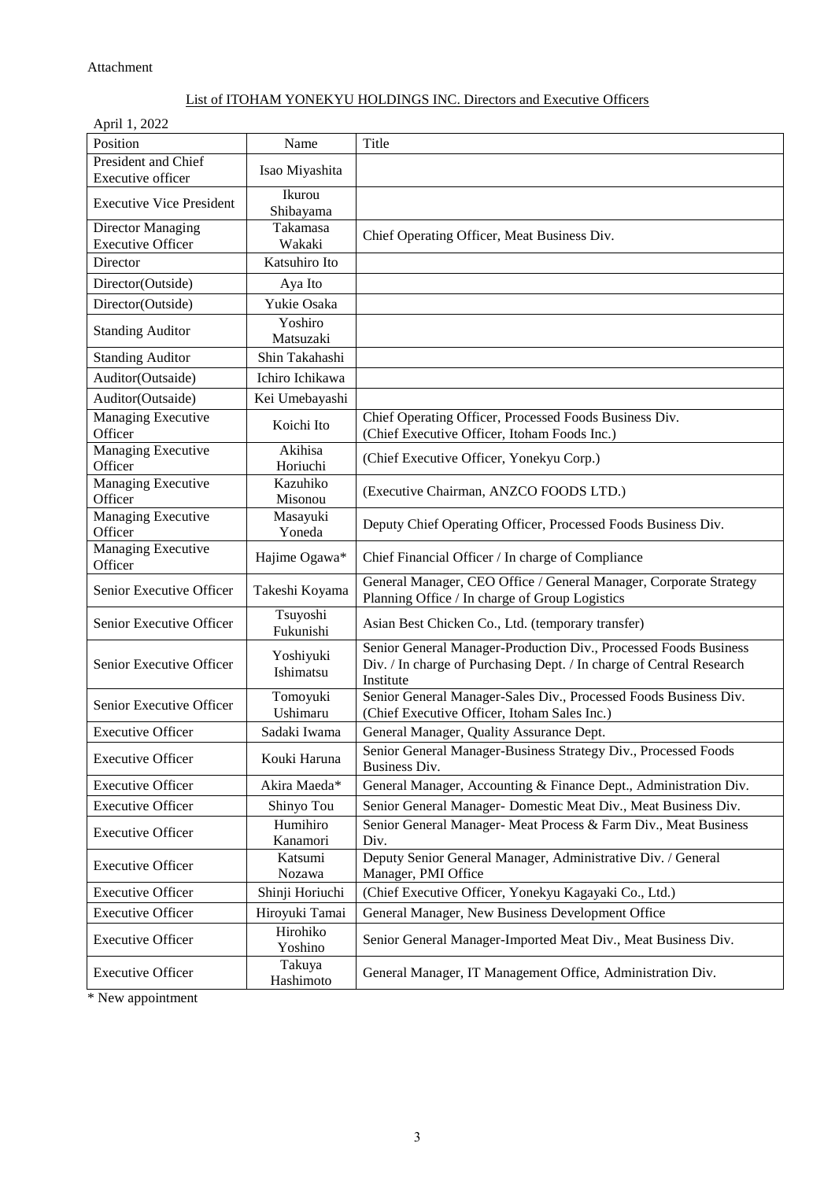Attachment

List of ITOHAM YONEKYU HOLDINGS INC. Directors and Executive Officers

April 1, 2022

| Position | Name | Title |
|---|---|---|
| President and Chief Executive officer | Isao Miyashita | |
| Executive Vice President | Ikurou Shibayama | |
| Director Managing Executive Officer | Takamasa Wakaki | Chief Operating Officer, Meat Business Div. |
| Director | Katsuhiro Ito | |
| Director(Outside) | Aya Ito | |
| Director(Outside) | Yukie Osaka | |
| Standing Auditor | Yoshiro Matsuzaki | |
| Standing Auditor | Shin Takahashi | |
| Auditor(Outsaide) | Ichiro Ichikawa | |
| Auditor(Outsaide) | Kei Umebayashi | |
| Managing Executive Officer | Koichi Ito | Chief Operating Officer, Processed Foods Business Div. (Chief Executive Officer, Itoham Foods Inc.) |
| Managing Executive Officer | Akihisa Horiuchi | (Chief Executive Officer, Yonekyu Corp.) |
| Managing Executive Officer | Kazuhiko Misonou | (Executive Chairman, ANZCO FOODS LTD.) |
| Managing Executive Officer | Masayuki Yoneda | Deputy Chief Operating Officer, Processed Foods Business Div. |
| Managing Executive Officer | Hajime Ogawa* | Chief Financial Officer / In charge of Compliance |
| Senior Executive Officer | Takeshi Koyama | General Manager, CEO Office / General Manager, Corporate Strategy Planning Office / In charge of Group Logistics |
| Senior Executive Officer | Tsuyoshi Fukunishi | Asian Best Chicken Co., Ltd. (temporary transfer) |
| Senior Executive Officer | Yoshiyuki Ishimatsu | Senior General Manager-Production Div., Processed Foods Business Div. / In charge of Purchasing Dept. / In charge of Central Research Institute |
| Senior Executive Officer | Tomoyuki Ushimaru | Senior General Manager-Sales Div., Processed Foods Business Div. (Chief Executive Officer, Itoham Sales Inc.) |
| Executive Officer | Sadaki Iwama | General Manager, Quality Assurance Dept. |
| Executive Officer | Kouki Haruna | Senior General Manager-Business Strategy Div., Processed Foods Business Div. |
| Executive Officer | Akira Maeda* | General Manager, Accounting & Finance Dept., Administration Div. |
| Executive Officer | Shinyo Tou | Senior General Manager- Domestic Meat Div., Meat Business Div. |
| Executive Officer | Humihiro Kanamori | Senior General Manager- Meat Process & Farm Div., Meat Business Div. |
| Executive Officer | Katsumi Nozawa | Deputy Senior General Manager, Administrative Div. / General Manager, PMI Office |
| Executive Officer | Shinji Horiuchi | (Chief Executive Officer, Yonekyu Kagayaki Co., Ltd.) |
| Executive Officer | Hiroyuki Tamai | General Manager, New Business Development Office |
| Executive Officer | Hirohiko Yoshino | Senior General Manager-Imported Meat Div., Meat Business Div. |
| Executive Officer | Takuya Hashimoto | General Manager, IT Management Office, Administration Div. |

* New appointment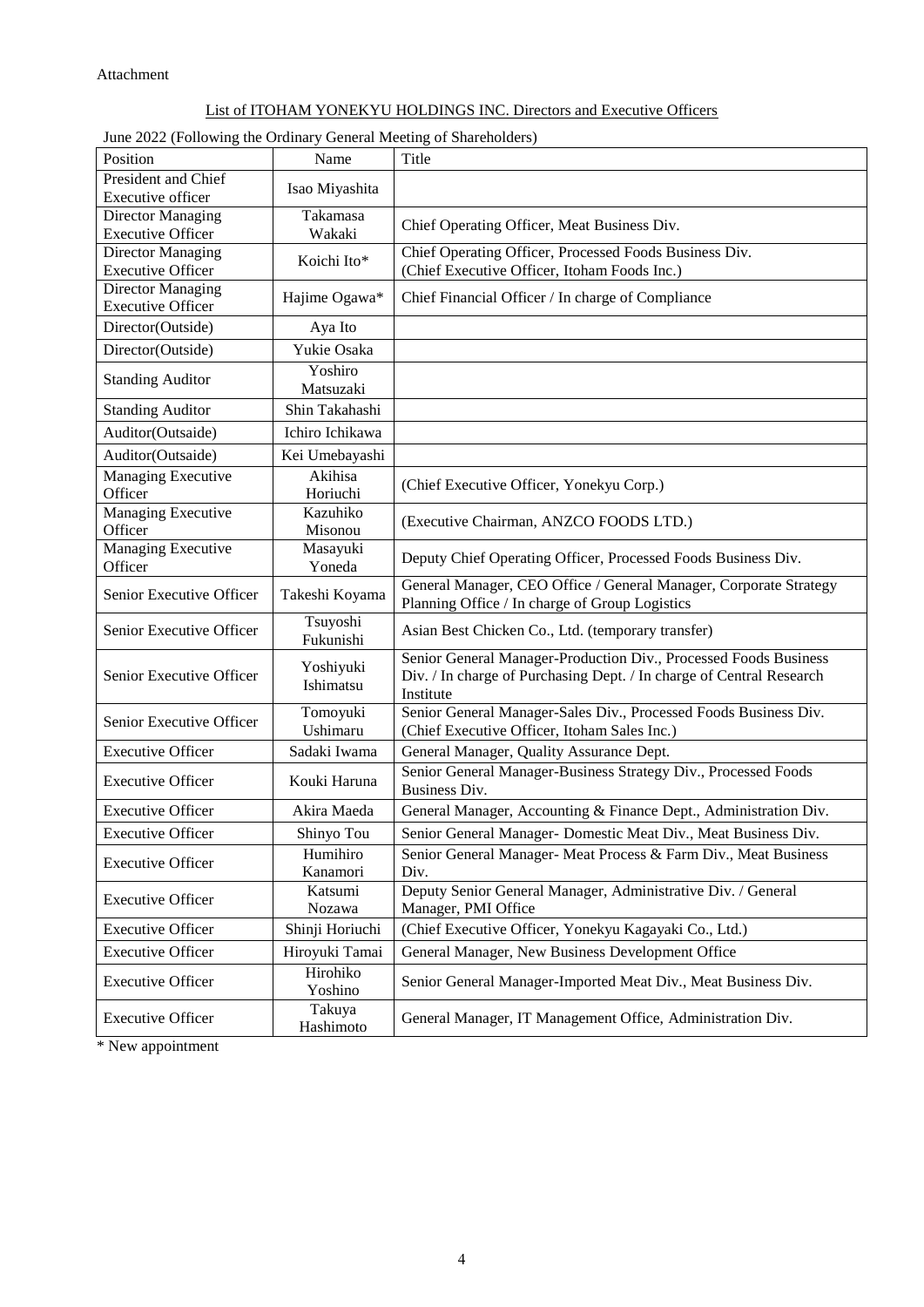Attachment

<u>List of ITOHAM YONEKYU HOLDINGS INC. Directors and Executive Officers</u>

June 2022 (Following the Ordinary General Meeting of Shareholders)

| Position | Name | Title |
|---|---|---|
| President and Chief Executive officer | Isao Miyashita | |
| Director Managing Executive Officer | Takamasa Wakaki | Chief Operating Officer, Meat Business Div. |
| Director Managing Executive Officer | Koichi Ito* | Chief Operating Officer, Processed Foods Business Div. (Chief Executive Officer, Itoham Foods Inc.) |
| Director Managing Executive Officer | Hajime Ogawa* | Chief Financial Officer / In charge of Compliance |
| Director(Outside) | Aya Ito | |
| Director(Outside) | Yukie Osaka | |
| Standing Auditor | Yoshiro Matsuzaki | |
| Standing Auditor | Shin Takahashi | |
| Auditor(Outsaide) | Ichiro Ichikawa | |
| Auditor(Outsaide) | Kei Umebayashi | |
| Managing Executive Officer | Akihisa Horiuchi | (Chief Executive Officer, Yonekyu Corp.) |
| Managing Executive Officer | Kazuhiko Misonou | (Executive Chairman, ANZCO FOODS LTD.) |
| Managing Executive Officer | Masayuki Yoneda | Deputy Chief Operating Officer, Processed Foods Business Div. |
| Senior Executive Officer | Takeshi Koyama | General Manager, CEO Office / General Manager, Corporate Strategy Planning Office / In charge of Group Logistics |
| Senior Executive Officer | Tsuyoshi Fukunishi | Asian Best Chicken Co., Ltd. (temporary transfer) |
| Senior Executive Officer | Yoshiyuki Ishimatsu | Senior General Manager-Production Div., Processed Foods Business Div. / In charge of Purchasing Dept. / In charge of Central Research Institute |
| Senior Executive Officer | Tomoyuki Ushimaru | Senior General Manager-Sales Div., Processed Foods Business Div. (Chief Executive Officer, Itoham Sales Inc.) |
| Executive Officer | Sadaki Iwama | General Manager, Quality Assurance Dept. |
| Executive Officer | Kouki Haruna | Senior General Manager-Business Strategy Div., Processed Foods Business Div. |
| Executive Officer | Akira Maeda | General Manager, Accounting & Finance Dept., Administration Div. |
| Executive Officer | Shinyo Tou | Senior General Manager- Domestic Meat Div., Meat Business Div. |
| Executive Officer | Humihiro Kanamori | Senior General Manager- Meat Process & Farm Div., Meat Business Div. |
| Executive Officer | Katsumi Nozawa | Deputy Senior General Manager, Administrative Div. / General Manager, PMI Office |
| Executive Officer | Shinji Horiuchi | (Chief Executive Officer, Yonekyu Kagayaki Co., Ltd.) |
| Executive Officer | Hiroyuki Tamai | General Manager, New Business Development Office |
| Executive Officer | Hirohiko Yoshino | Senior General Manager-Imported Meat Div., Meat Business Div. |
| Executive Officer | Takuya Hashimoto | General Manager, IT Management Office, Administration Div. |

* New appointment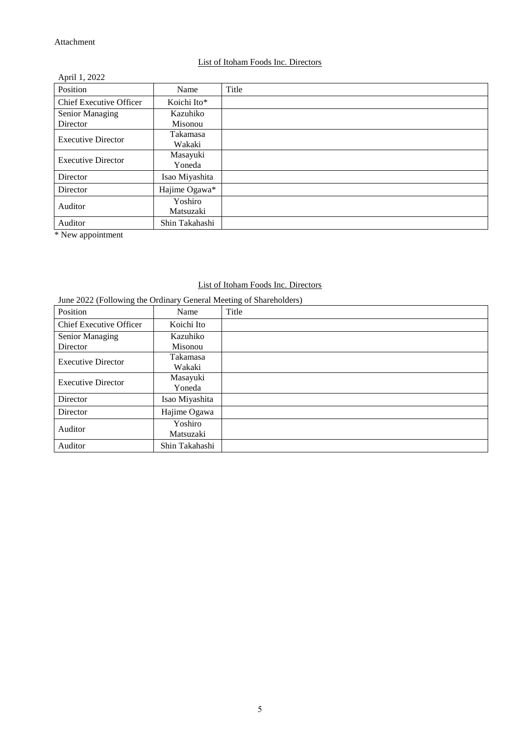Attachment

List of Itoham Foods Inc. Directors

April 1, 2022

| Position | Name | Title |
|---|---|---|
| Chief Executive Officer | Koichi Ito* | |
| Senior Managing Director | Kazuhiko Misonou | |
| Executive Director | Takamasa Wakaki | |
| Executive Director | Masayuki Yoneda | |
| Director | Isao Miyashita | |
| Director | Hajime Ogawa* | |
| Auditor | Yoshiro Matsuzaki | |
| Auditor | Shin Takahashi | |

* New appointment

List of Itoham Foods Inc. Directors

June 2022 (Following the Ordinary General Meeting of Shareholders)

| Position | Name | Title |
|---|---|---|
| Chief Executive Officer | Koichi Ito | |
| Senior Managing Director | Kazuhiko Misonou | |
| Executive Director | Takamasa Wakaki | |
| Executive Director | Masayuki Yoneda | |
| Director | Isao Miyashita | |
| Director | Hajime Ogawa | |
| Auditor | Yoshiro Matsuzaki | |
| Auditor | Shin Takahashi | |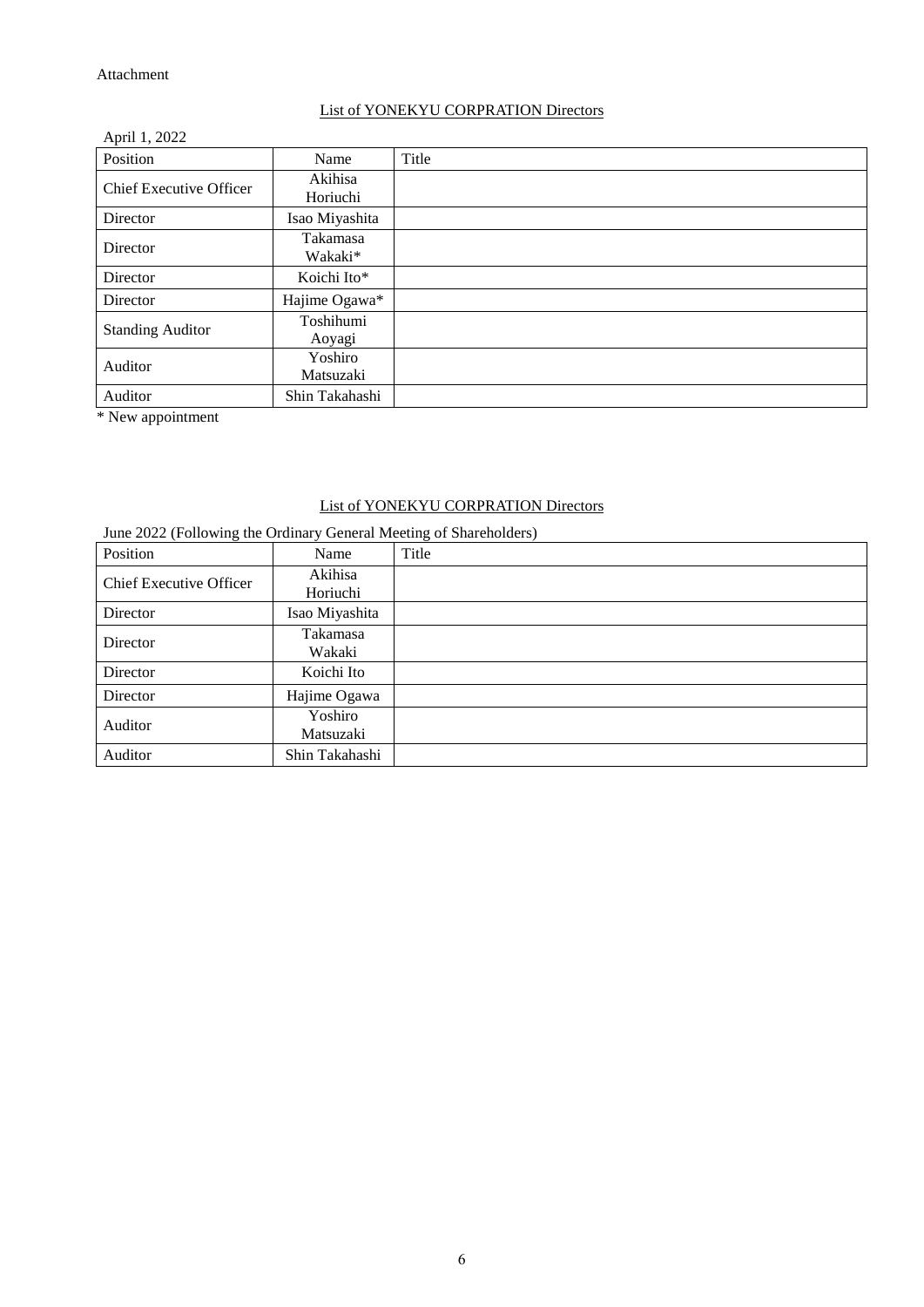Attachment

## List of YONEKYU CORPRATION Directors

April 1, 2022

| Position | Name | Title |
|---|---|---|
| Chief Executive Officer | Akihisa Horiuchi | |
| Director | Isao Miyashita | |
| Director | Takamasa Wakaki* | |
| Director | Koichi Ito* | |
| Director | Hajime Ogawa* | |
| Standing Auditor | Toshihumi Aoyagi | |
| Auditor | Yoshiro Matsuzaki | |
| Auditor | Shin Takahashi | |

* New appointment

## List of YONEKYU CORPRATION Directors

June 2022 (Following the Ordinary General Meeting of Shareholders)

| Position | Name | Title |
|---|---|---|
| Chief Executive Officer | Akihisa Horiuchi | |
| Director | Isao Miyashita | |
| Director | Takamasa Wakaki | |
| Director | Koichi Ito | |
| Director | Hajime Ogawa | |
| Auditor | Yoshiro Matsuzaki | |
| Auditor | Shin Takahashi | |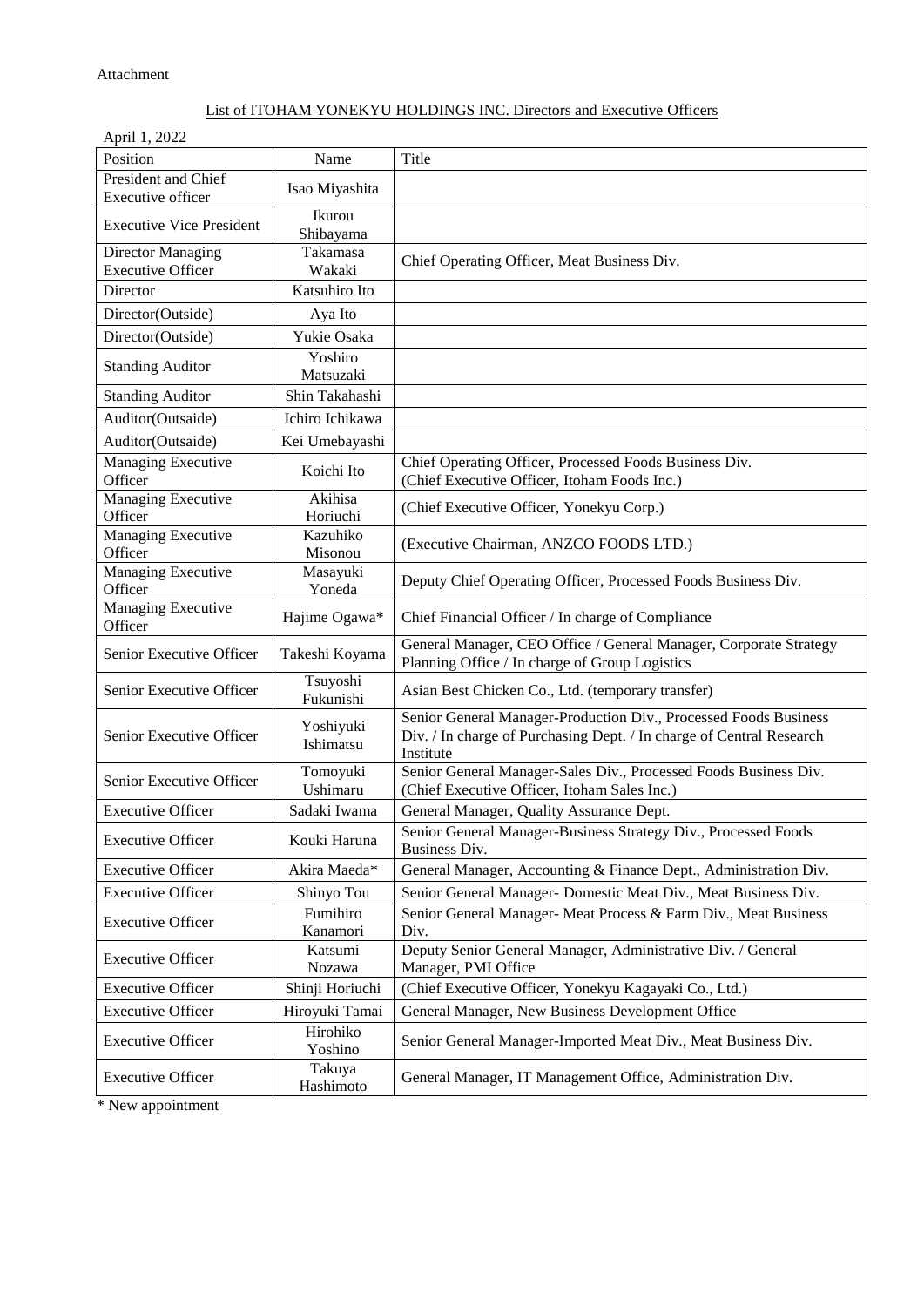Attachment

List of ITOHAM YONEKYU HOLDINGS INC. Directors and Executive Officers

April 1, 2022

| Position | Name | Title |
|---|---|---|
| President and Chief Executive officer | Isao Miyashita | |
| Executive Vice President | Ikurou Shibayama | |
| Director Managing Executive Officer | Takamasa Wakaki | Chief Operating Officer, Meat Business Div. |
| Director | Katsuhiro Ito | |
| Director(Outside) | Aya Ito | |
| Director(Outside) | Yukie Osaka | |
| Standing Auditor | Yoshiro Matsuzaki | |
| Standing Auditor | Shin Takahashi | |
| Auditor(Outsaide) | Ichiro Ichikawa | |
| Auditor(Outsaide) | Kei Umebayashi | |
| Managing Executive Officer | Koichi Ito | Chief Operating Officer, Processed Foods Business Div. (Chief Executive Officer, Itoham Foods Inc.) |
| Managing Executive Officer | Akihisa Horiuchi | (Chief Executive Officer, Yonekyu Corp.) |
| Managing Executive Officer | Kazuhiko Misonou | (Executive Chairman, ANZCO FOODS LTD.) |
| Managing Executive Officer | Masayuki Yoneda | Deputy Chief Operating Officer, Processed Foods Business Div. |
| Managing Executive Officer | Hajime Ogawa* | Chief Financial Officer / In charge of Compliance |
| Senior Executive Officer | Takeshi Koyama | General Manager, CEO Office / General Manager, Corporate Strategy Planning Office / In charge of Group Logistics |
| Senior Executive Officer | Tsuyoshi Fukunishi | Asian Best Chicken Co., Ltd. (temporary transfer) |
| Senior Executive Officer | Yoshiyuki Ishimatsu | Senior General Manager-Production Div., Processed Foods Business Div. / In charge of Purchasing Dept. / In charge of Central Research Institute |
| Senior Executive Officer | Tomoyuki Ushimaru | Senior General Manager-Sales Div., Processed Foods Business Div. (Chief Executive Officer, Itoham Sales Inc.) |
| Executive Officer | Sadaki Iwama | General Manager, Quality Assurance Dept. |
| Executive Officer | Kouki Haruna | Senior General Manager-Business Strategy Div., Processed Foods Business Div. |
| Executive Officer | Akira Maeda* | General Manager, Accounting & Finance Dept., Administration Div. |
| Executive Officer | Shinyo Tou | Senior General Manager- Domestic Meat Div., Meat Business Div. |
| Executive Officer | Fumihiro Kanamori | Senior General Manager- Meat Process & Farm Div., Meat Business Div. |
| Executive Officer | Katsumi Nozawa | Deputy Senior General Manager, Administrative Div. / General Manager, PMI Office |
| Executive Officer | Shinji Horiuchi | (Chief Executive Officer, Yonekyu Kagayaki Co., Ltd.) |
| Executive Officer | Hiroyuki Tamai | General Manager, New Business Development Office |
| Executive Officer | Hirohiko Yoshino | Senior General Manager-Imported Meat Div., Meat Business Div. |
| Executive Officer | Takuya Hashimoto | General Manager, IT Management Office, Administration Div. |

* New appointment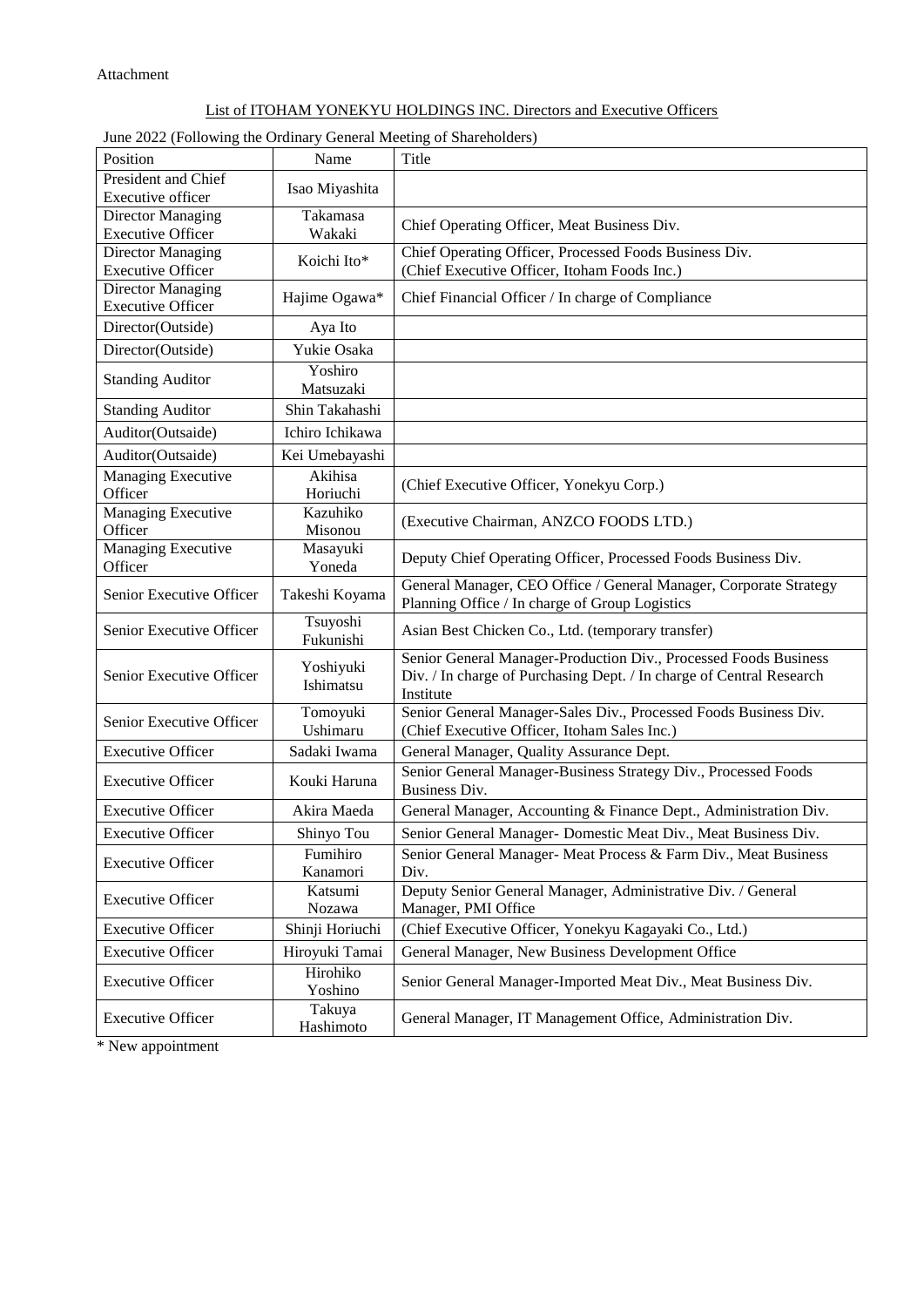Attachment

List of ITOHAM YONEKYU HOLDINGS INC. Directors and Executive Officers

June 2022 (Following the Ordinary General Meeting of Shareholders)

| Position | Name | Title |
|---|---|---|
| President and Chief Executive officer | Isao Miyashita | |
| Director Managing Executive Officer | Takamasa Wakaki | Chief Operating Officer, Meat Business Div. |
| Director Managing Executive Officer | Koichi Ito* | Chief Operating Officer, Processed Foods Business Div. (Chief Executive Officer, Itoham Foods Inc.) |
| Director Managing Executive Officer | Hajime Ogawa* | Chief Financial Officer / In charge of Compliance |
| Director(Outside) | Aya Ito | |
| Director(Outside) | Yukie Osaka | |
| Standing Auditor | Yoshiro Matsuzaki | |
| Standing Auditor | Shin Takahashi | |
| Auditor(Outsaide) | Ichiro Ichikawa | |
| Auditor(Outsaide) | Kei Umebayashi | |
| Managing Executive Officer | Akihisa Horiuchi | (Chief Executive Officer, Yonekyu Corp.) |
| Managing Executive Officer | Kazuhiko Misonou | (Executive Chairman, ANZCO FOODS LTD.) |
| Managing Executive Officer | Masayuki Yoneda | Deputy Chief Operating Officer, Processed Foods Business Div. |
| Senior Executive Officer | Takeshi Koyama | General Manager, CEO Office / General Manager, Corporate Strategy Planning Office / In charge of Group Logistics |
| Senior Executive Officer | Tsuyoshi Fukunishi | Asian Best Chicken Co., Ltd. (temporary transfer) |
| Senior Executive Officer | Yoshiyuki Ishimatsu | Senior General Manager-Production Div., Processed Foods Business Div. / In charge of Purchasing Dept. / In charge of Central Research Institute |
| Senior Executive Officer | Tomoyuki Ushimaru | Senior General Manager-Sales Div., Processed Foods Business Div. (Chief Executive Officer, Itoham Sales Inc.) |
| Executive Officer | Sadaki Iwama | General Manager, Quality Assurance Dept. |
| Executive Officer | Kouki Haruna | Senior General Manager-Business Strategy Div., Processed Foods Business Div. |
| Executive Officer | Akira Maeda | General Manager, Accounting & Finance Dept., Administration Div. |
| Executive Officer | Shinyo Tou | Senior General Manager- Domestic Meat Div., Meat Business Div. |
| Executive Officer | Fumihiro Kanamori | Senior General Manager- Meat Process & Farm Div., Meat Business Div. |
| Executive Officer | Katsumi Nozawa | Deputy Senior General Manager, Administrative Div. / General Manager, PMI Office |
| Executive Officer | Shinji Horiuchi | (Chief Executive Officer, Yonekyu Kagayaki Co., Ltd.) |
| Executive Officer | Hiroyuki Tamai | General Manager, New Business Development Office |
| Executive Officer | Hirohiko Yoshino | Senior General Manager-Imported Meat Div., Meat Business Div. |
| Executive Officer | Takuya Hashimoto | General Manager, IT Management Office, Administration Div. |

* New appointment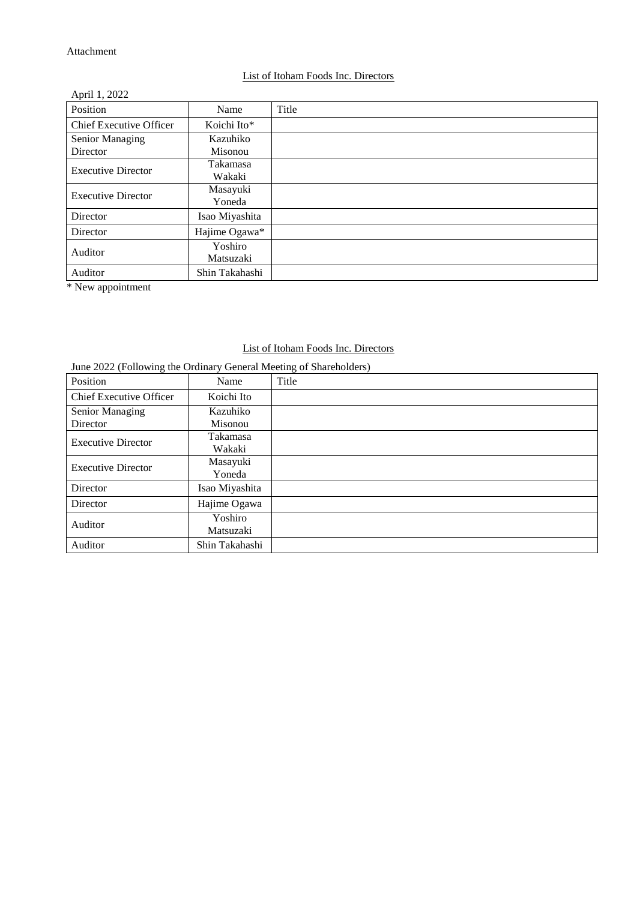Attachment

List of Itoham Foods Inc. Directors

April 1, 2022

| Position | Name | Title |
| --- | --- | --- |
| Chief Executive Officer | Koichi Ito* | |
| Senior Managing Director | Kazuhiko Misonou | |
| Executive Director | Takamasa Wakaki | |
| Executive Director | Masayuki Yoneda | |
| Director | Isao Miyashita | |
| Director | Hajime Ogawa* | |
| Auditor | Yoshiro Matsuzaki | |
| Auditor | Shin Takahashi | |

* New appointment

List of Itoham Foods Inc. Directors

June 2022 (Following the Ordinary General Meeting of Shareholders)

| Position | Name | Title |
| --- | --- | --- |
| Chief Executive Officer | Koichi Ito | |
| Senior Managing Director | Kazuhiko Misonou | |
| Executive Director | Takamasa Wakaki | |
| Executive Director | Masayuki Yoneda | |
| Director | Isao Miyashita | |
| Director | Hajime Ogawa | |
| Auditor | Yoshiro Matsuzaki | |
| Auditor | Shin Takahashi | |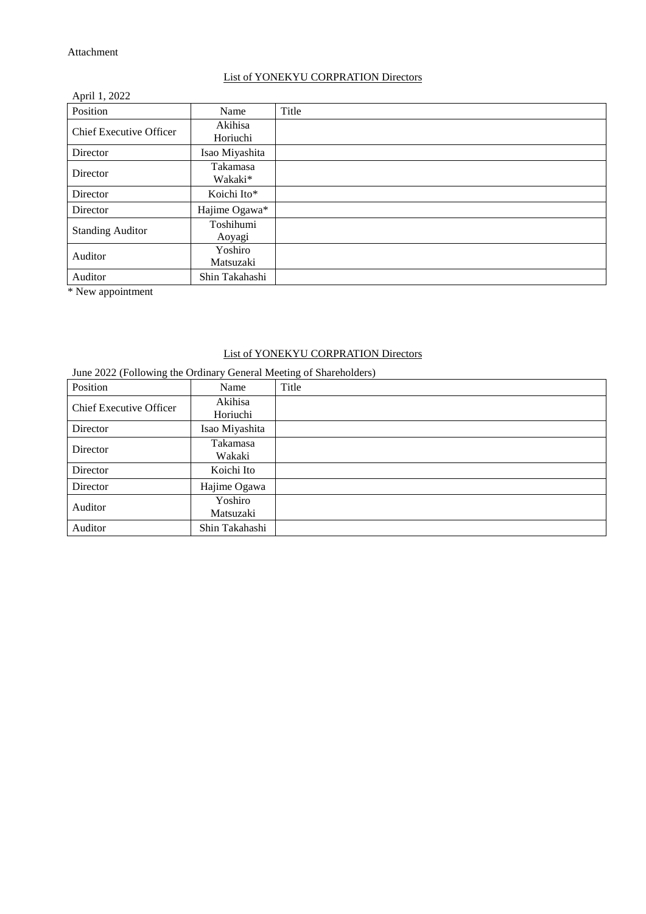Attachment

List of YONEKYU CORPRATION Directors

April 1, 2022

| Position | Name | Title |
|---|---|---|
| Chief Executive Officer | Akihisa Horiuchi | |
| Director | Isao Miyashita | |
| Director | Takamasa Wakaki* | |
| Director | Koichi Ito* | |
| Director | Hajime Ogawa* | |
| Standing Auditor | Toshihumi Aoyagi | |
| Auditor | Yoshiro Matsuzaki | |
| Auditor | Shin Takahashi | |

* New appointment

List of YONEKYU CORPRATION Directors

June 2022 (Following the Ordinary General Meeting of Shareholders)

| Position | Name | Title |
|---|---|---|
| Chief Executive Officer | Akihisa Horiuchi | |
| Director | Isao Miyashita | |
| Director | Takamasa Wakaki | |
| Director | Koichi Ito | |
| Director | Hajime Ogawa | |
| Auditor | Yoshiro Matsuzaki | |
| Auditor | Shin Takahashi | |